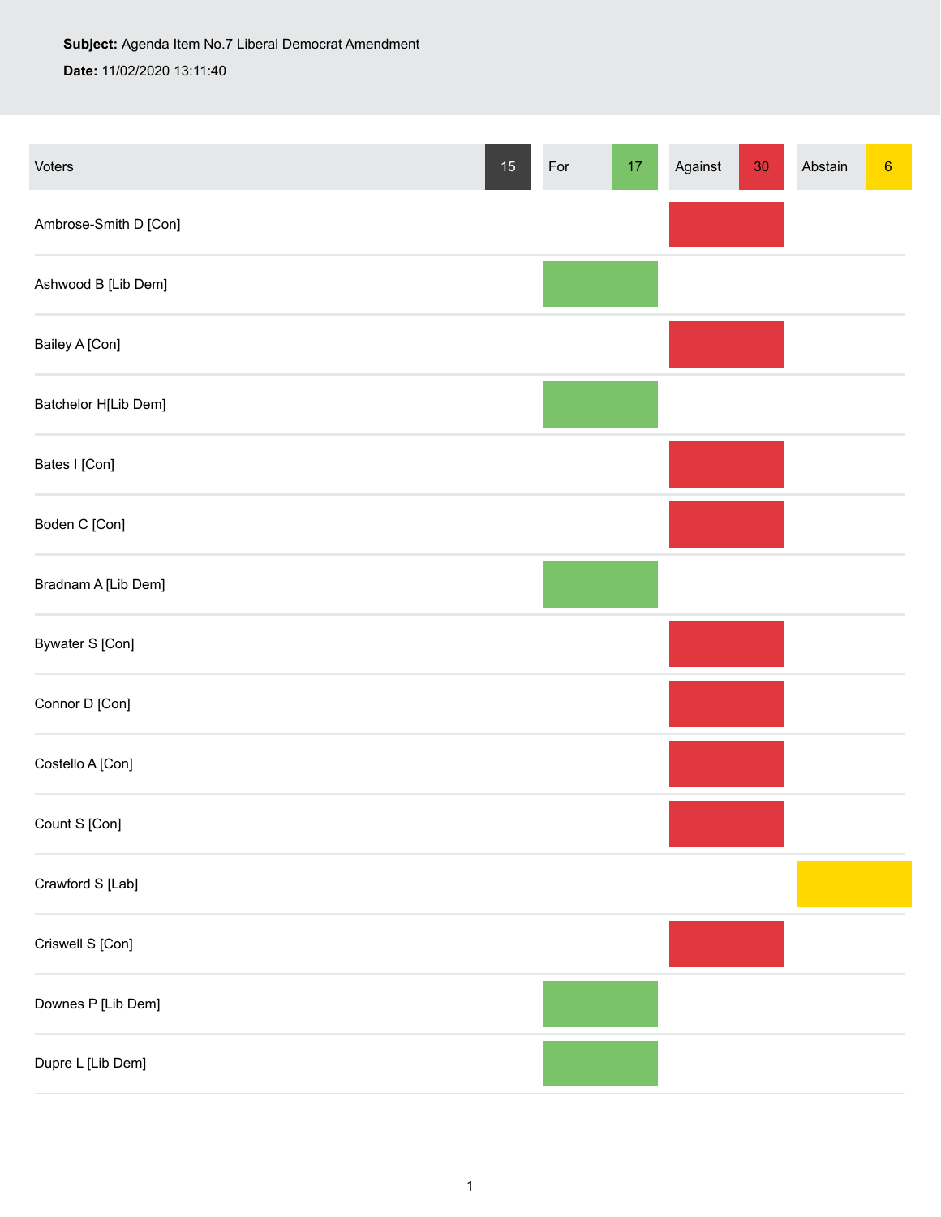**Subject:** Agenda Item No.7 Liberal Democrat Amendment

**Date:** 11/02/2020 13:11:40

| Voters 15 | For 17 | Against 30 | Abstain 6 |
|---|---|---|---|
| Ambrose-Smith D [Con] | | X | |
| Ashwood B [Lib Dem] | X | | |
| Bailey A [Con] | | X | |
| Batchelor H[Lib Dem] | X | | |
| Bates I [Con] | | X | |
| Boden C [Con] | | X | |
| Bradnam A [Lib Dem] | X | | |
| Bywater S [Con] | | X | |
| Connor D [Con] | | X | |
| Costello A [Con] | | X | |
| Count S [Con] | | X | |
| Crawford S [Lab] | | | X |
| Criswell S [Con] | | X | |
| Downes P [Lib Dem] | X | | |
| Dupre L [Lib Dem] | X | | |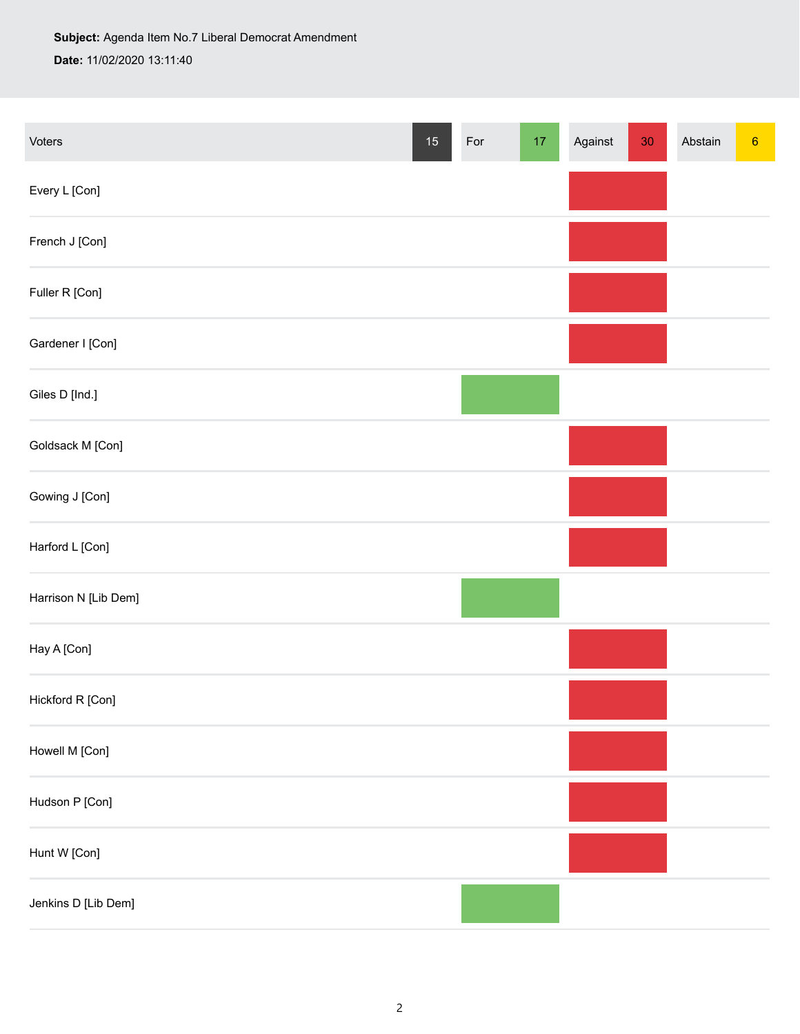**Subject:** Agenda Item No.7 Liberal Democrat Amendment

**Date:** 11/02/2020 13:11:40

| Voters 15 | For 17 | Against 30 | Abstain 6 |
| --- | --- | --- | --- |
| Every L [Con] | | Against | |
| French J [Con] | | Against | |
| Fuller R [Con] | | Against | |
| Gardener I [Con] | | Against | |
| Giles D [Ind.] | For | | |
| Goldsack M [Con] | | Against | |
| Gowing J [Con] | | Against | |
| Harford L [Con] | | Against | |
| Harrison N [Lib Dem] | For | | |
| Hay A [Con] | | Against | |
| Hickford R [Con] | | Against | |
| Howell M [Con] | | Against | |
| Hudson P [Con] | | Against | |
| Hunt W [Con] | | Against | |
| Jenkins D [Lib Dem] | For | | |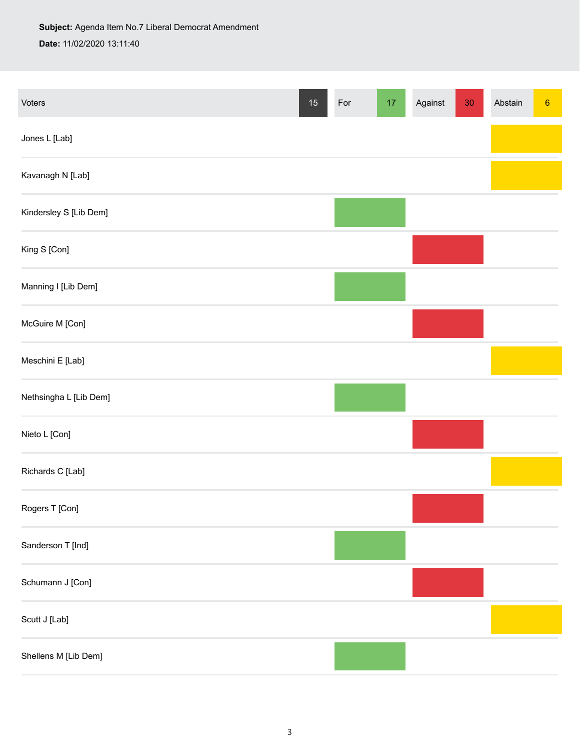**Subject:** Agenda Item No.7 Liberal Democrat Amendment

**Date:** 11/02/2020 13:11:40

| Voters 15 | For 17 | Against 30 | Abstain 6 |
|---|---|---|---|
| Jones L [Lab] | | | Abstain |
| Kavanagh N [Lab] | | | Abstain |
| Kindersley S [Lib Dem] | For | | |
| King S [Con] | | Against | |
| Manning I [Lib Dem] | For | | |
| McGuire M [Con] | | Against | |
| Meschini E [Lab] | | | Abstain |
| Nethsingha L [Lib Dem] | For | | |
| Nieto L [Con] | | Against | |
| Richards C [Lab] | | | Abstain |
| Rogers T [Con] | | Against | |
| Sanderson T [Ind] | For | | |
| Schumann J [Con] | | Against | |
| Scutt J [Lab] | | | Abstain |
| Shellens M [Lib Dem] | For | | |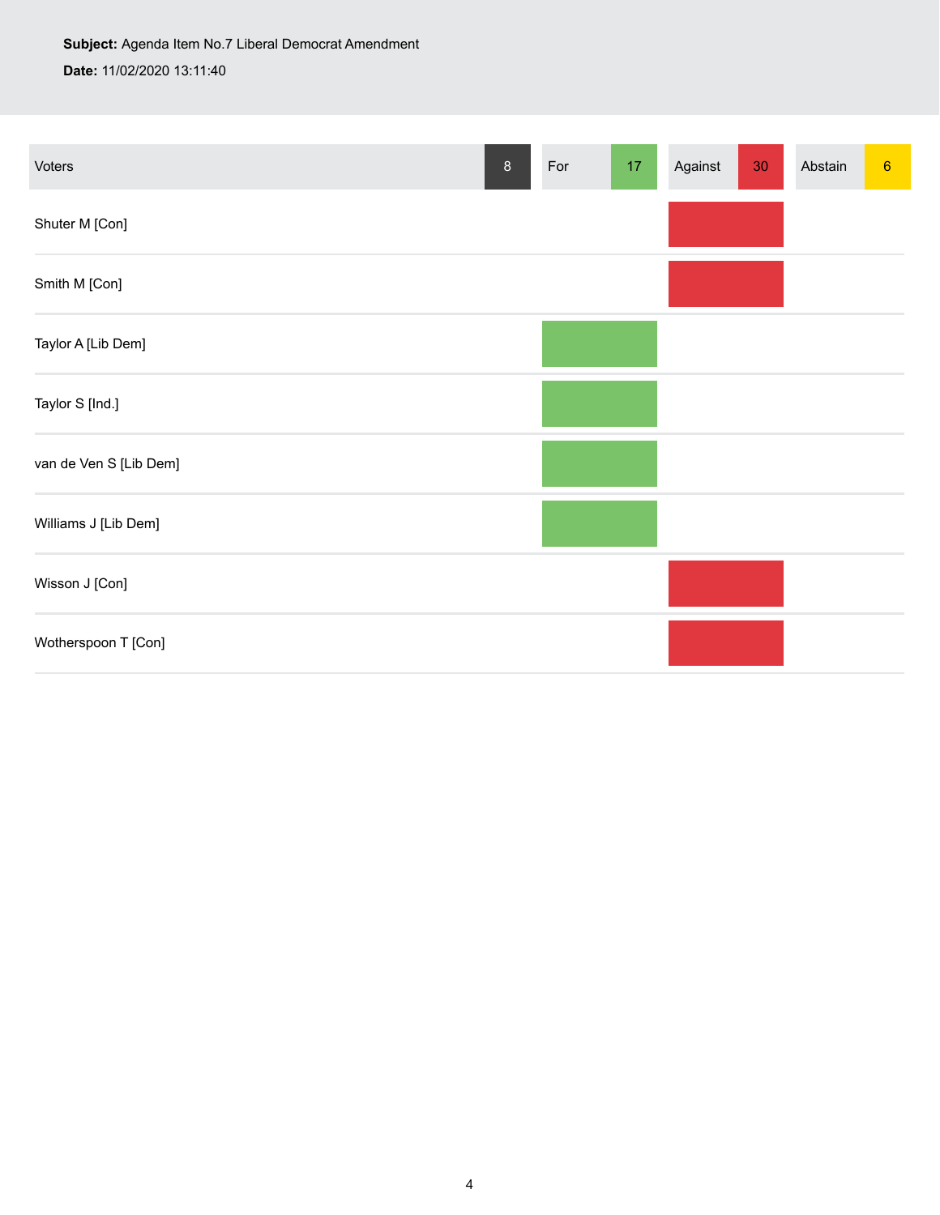**Subject:** Agenda Item No.7 Liberal Democrat Amendment

**Date:** 11/02/2020 13:11:40

| Voters 8 | For 17 | Against 30 | Abstain 6 |
| --- | --- | --- | --- |
| Shuter M [Con] | | Against | |
| Smith M [Con] | | Against | |
| Taylor A [Lib Dem] | For | | |
| Taylor S [Ind.] | For | | |
| van de Ven S [Lib Dem] | For | | |
| Williams J [Lib Dem] | For | | |
| Wisson J [Con] | | Against | |
| Wotherspoon T [Con] | | Against | |